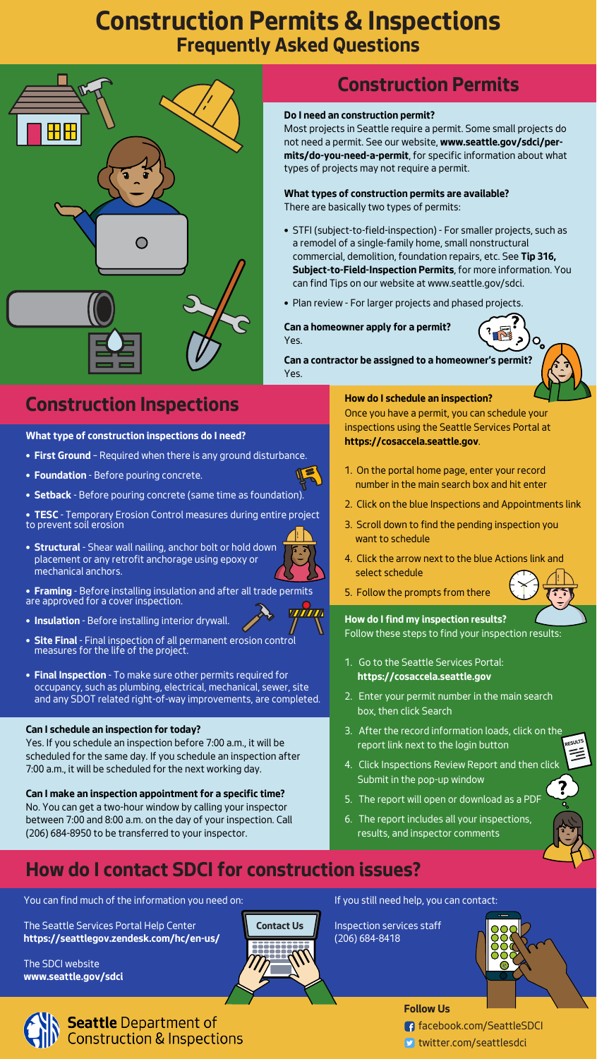# Construction Permits & Inspections

## Frequently Asked Questions

## Construction Permits

**Do I need an construction permit?**
Most projects in Seattle require a permit. Some small projects do not need a permit. See our website, **www.seattle.gov/sdci/permits/do-you-need-a-permit**, for specific information about what types of projects may not require a permit.

**What types of construction permits are available?**
There are basically two types of permits:

- STFI (subject-to-field-inspection) - For smaller projects, such as a remodel of a single-family home, small nonstructural commercial, demolition, foundation repairs, etc. See **Tip 316, Subject-to-Field-Inspection Permits**, for more information. You can find Tips on our website at www.seattle.gov/sdci.
- Plan review - For larger projects and phased projects.

**Can a homeowner apply for a permit?**
Yes.

**Can a contractor be assigned to a homeowner's permit?**
Yes.

## Construction Inspections

**What type of construction inspections do I need?**

- **First Ground** – Required when there is any ground disturbance.
- **Foundation** - Before pouring concrete.
- **Setback** - Before pouring concrete (same time as foundation).
- **TESC** - Temporary Erosion Control measures during entire project to prevent soil erosion
- **Structural** - Shear wall nailing, anchor bolt or hold down placement or any retrofit anchorage using epoxy or mechanical anchors.
- **Framing** - Before installing insulation and after all trade permits are approved for a cover inspection.
- **Insulation** - Before installing interior drywall.
- **Site Final** - Final inspection of all permanent erosion control measures for the life of the project.
- **Final Inspection** - To make sure other permits required for occupancy, such as plumbing, electrical, mechanical, sewer, site and any SDOT related right-of-way improvements, are completed.

**Can I schedule an inspection for today?**
Yes. If you schedule an inspection before 7:00 a.m., it will be scheduled for the same day. If you schedule an inspection after 7:00 a.m., it will be scheduled for the next working day.

**Can I make an inspection appointment for a specific time?**
No. You can get a two-hour window by calling your inspector between 7:00 and 8:00 a.m. on the day of your inspection. Call (206) 684-8950 to be transferred to your inspector.

**How do I schedule an inspection?**
Once you have a permit, you can schedule your inspections using the Seattle Services Portal at **https://cosaccela.seattle.gov**.

1. On the portal home page, enter your record number in the main search box and hit enter
2. Click on the blue Inspections and Appointments link
3. Scroll down to find the pending inspection you want to schedule
4. Click the arrow next to the blue Actions link and select schedule
5. Follow the prompts from there

**How do I find my inspection results?**
Follow these steps to find your inspection results:

1. Go to the Seattle Services Portal: **https://cosaccela.seattle.gov**
2. Enter your permit number in the main search box, then click Search
3. After the record information loads, click on the report link next to the login button
4. Click Inspections Review Report and then click Submit in the pop-up window
5. The report will open or download as a PDF
6. The report includes all your inspections, results, and inspector comments

## How do I contact SDCI for construction issues?

You can find much of the information you need on:

The Seattle Services Portal Help Center
**https://seattlegov.zendesk.com/hc/en-us/**

The SDCI website
**www.seattle.gov/sdci**

If you still need help, you can contact:

Inspection services staff
(206) 684-8418

**Follow Us**
facebook.com/SeattleSDCI
twitter.com/seattlesdci

**Seattle** Department of Construction & Inspections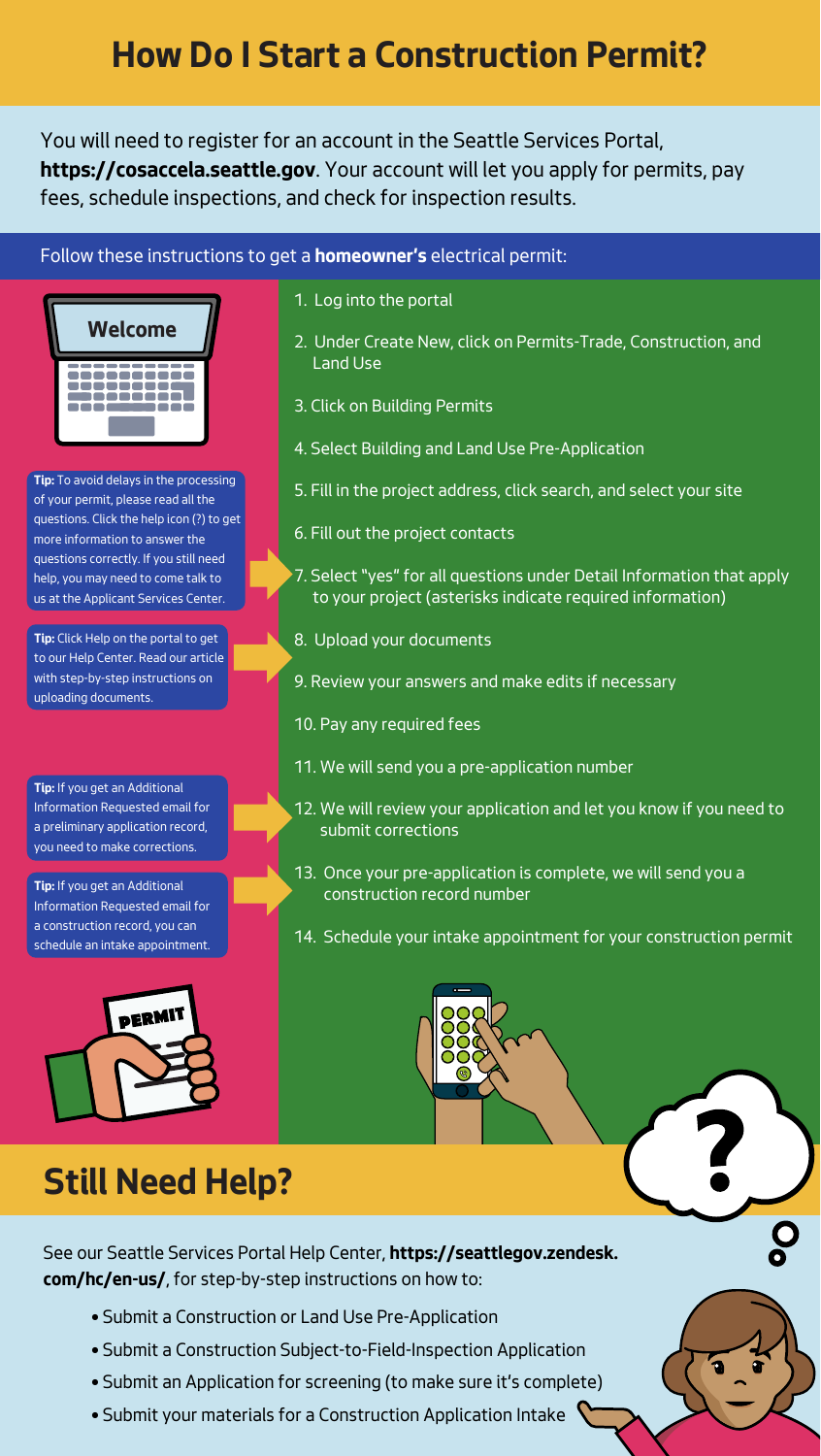# How Do I Start a Construction Permit?

You will need to register for an account in the Seattle Services Portal, **https://cosaccela.seattle.gov**. Your account will let you apply for permits, pay fees, schedule inspections, and check for inspection results.

Follow these instructions to get a **homeowner's** electrical permit:

1. Log into the portal
2. Under Create New, click on Permits-Trade, Construction, and Land Use
3. Click on Building Permits
4. Select Building and Land Use Pre-Application
5. Fill in the project address, click search, and select your site
6. Fill out the project contacts
7. Select "yes" for all questions under Detail Information that apply to your project (asterisks indicate required information)
8. Upload your documents
9. Review your answers and make edits if necessary
10. Pay any required fees
11. We will send you a pre-application number
12. We will review your application and let you know if you need to submit corrections
13. Once your pre-application is complete, we will send you a construction record number
14. Schedule your intake appointment for your construction permit

**Tip:** To avoid delays in the processing of your permit, please read all the questions. Click the help icon (?) to get more information to answer the questions correctly. If you still need help, you may need to come talk to us at the Applicant Services Center.

**Tip:** Click Help on the portal to get to our Help Center. Read our article with step-by-step instructions on uploading documents.

**Tip:** If you get an Additional Information Requested email for a preliminary application record, you need to make corrections.

**Tip:** If you get an Additional Information Requested email for a construction record, you can schedule an intake appointment.

## Still Need Help?

See our Seattle Services Portal Help Center, **https://seattlegov.zendesk.com/hc/en-us/**, for step-by-step instructions on how to:

- Submit a Construction or Land Use Pre-Application
- Submit a Construction Subject-to-Field-Inspection Application
- Submit an Application for screening (to make sure it's complete)
- Submit your materials for a Construction Application Intake